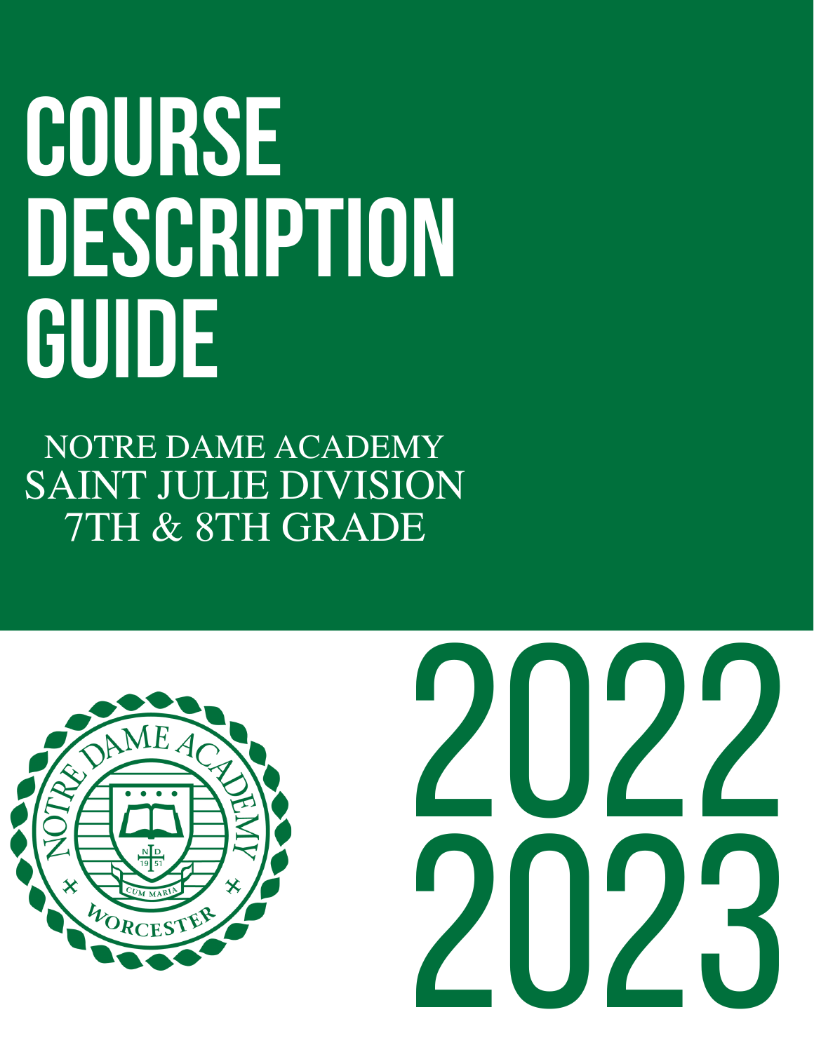# COURSE DESCRIPTION GUIDE

NOTRE DAME ACADEMY
SAINT JULIE DIVISION
7TH & 8TH GRADE

2022
2023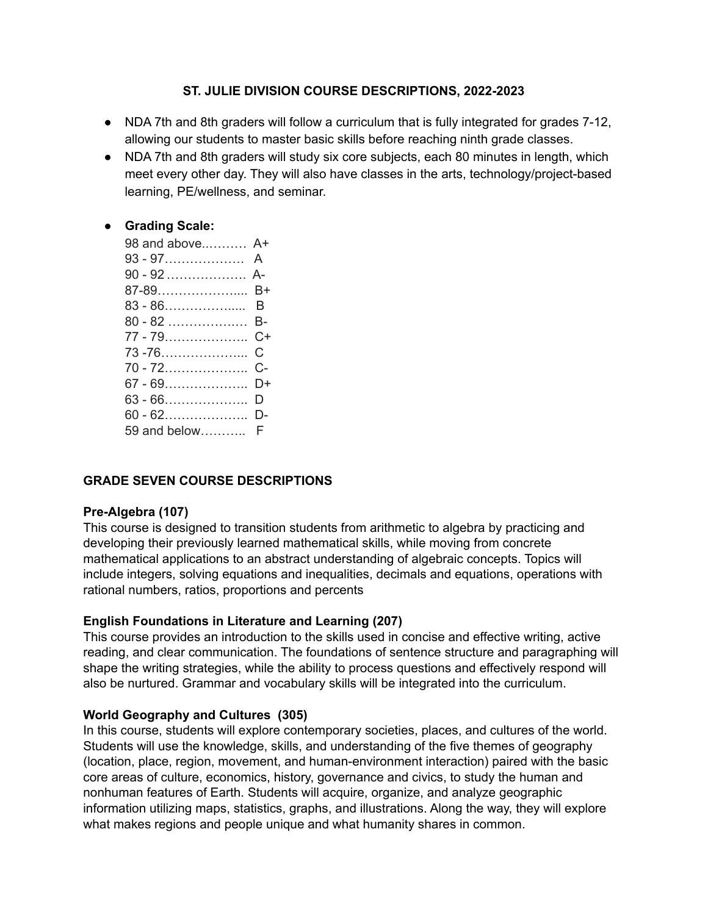# ST. JULIE DIVISION COURSE DESCRIPTIONS, 2022-2023

- NDA 7th and 8th graders will follow a curriculum that is fully integrated for grades 7-12, allowing our students to master basic skills before reaching ninth grade classes.
- NDA 7th and 8th graders will study six core subjects, each 80 minutes in length, which meet every other day. They will also have classes in the arts, technology/project-based learning, PE/wellness, and seminar.

- **Grading Scale:**

  98 and above.………. A+
  93 - 97………………. A
  90 - 92………………. A-
  87-89……………….... B+
  83 - 86…………….... B
  80 - 82 ……………..… B-
  77 - 79……………….. C+
  73 -76……………….... C
  70 - 72……………….. C-
  67 - 69……………….. D+
  63 - 66……………….. D
  60 - 62……………….. D-
  59 and below……….. F

## GRADE SEVEN COURSE DESCRIPTIONS

### Pre-Algebra (107)

This course is designed to transition students from arithmetic to algebra by practicing and developing their previously learned mathematical skills, while moving from concrete mathematical applications to an abstract understanding of algebraic concepts. Topics will include integers, solving equations and inequalities, decimals and equations, operations with rational numbers, ratios, proportions and percents

### English Foundations in Literature and Learning (207)

This course provides an introduction to the skills used in concise and effective writing, active reading, and clear communication. The foundations of sentence structure and paragraphing will shape the writing strategies, while the ability to process questions and effectively respond will also be nurtured. Grammar and vocabulary skills will be integrated into the curriculum.

### World Geography and Cultures (305)

In this course, students will explore contemporary societies, places, and cultures of the world. Students will use the knowledge, skills, and understanding of the five themes of geography (location, place, region, movement, and human-environment interaction) paired with the basic core areas of culture, economics, history, governance and civics, to study the human and nonhuman features of Earth. Students will acquire, organize, and analyze geographic information utilizing maps, statistics, graphs, and illustrations. Along the way, they will explore what makes regions and people unique and what humanity shares in common.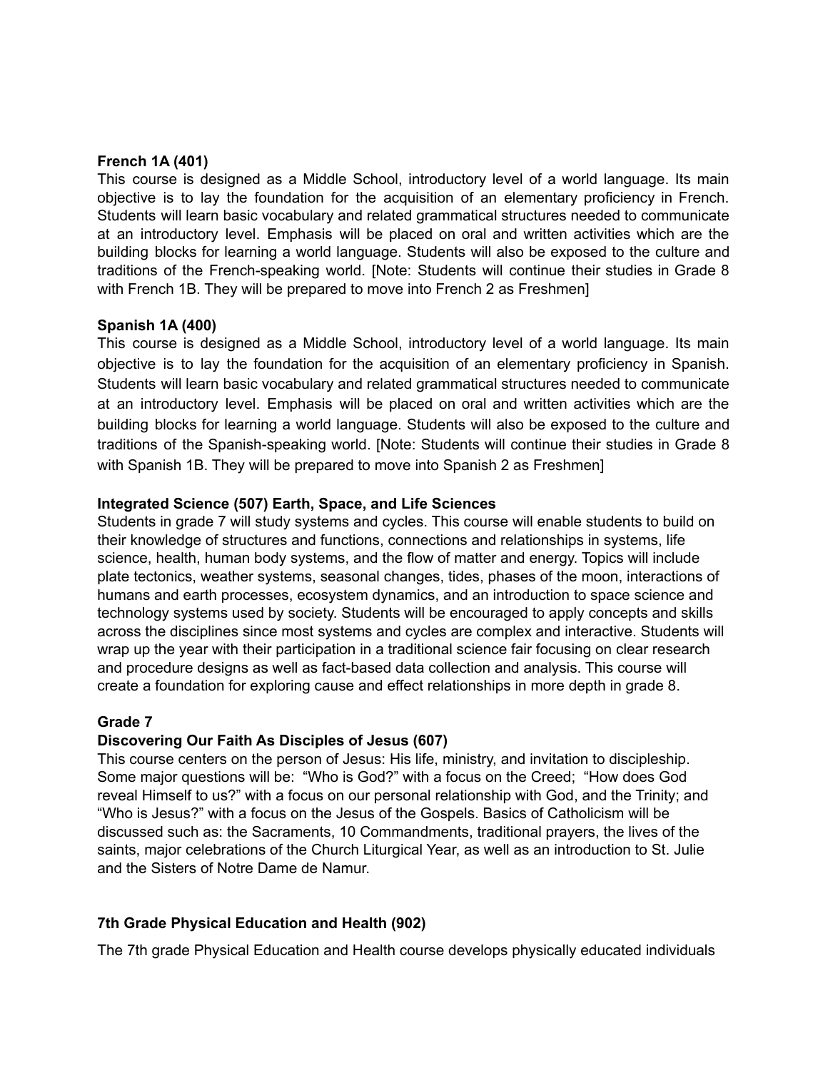**French 1A (401)**

This course is designed as a Middle School, introductory level of a world language. Its main objective is to lay the foundation for the acquisition of an elementary proficiency in French. Students will learn basic vocabulary and related grammatical structures needed to communicate at an introductory level. Emphasis will be placed on oral and written activities which are the building blocks for learning a world language. Students will also be exposed to the culture and traditions of the French-speaking world. [Note: Students will continue their studies in Grade 8 with French 1B. They will be prepared to move into French 2 as Freshmen]

**Spanish 1A (400)**

This course is designed as a Middle School, introductory level of a world language. Its main objective is to lay the foundation for the acquisition of an elementary proficiency in Spanish. Students will learn basic vocabulary and related grammatical structures needed to communicate at an introductory level. Emphasis will be placed on oral and written activities which are the building blocks for learning a world language. Students will also be exposed to the culture and traditions of the Spanish-speaking world. [Note: Students will continue their studies in Grade 8 with Spanish 1B. They will be prepared to move into Spanish 2 as Freshmen]

**Integrated Science (507) Earth, Space, and Life Sciences**

Students in grade 7 will study systems and cycles. This course will enable students to build on their knowledge of structures and functions, connections and relationships in systems, life science, health, human body systems, and the flow of matter and energy. Topics will include plate tectonics, weather systems, seasonal changes, tides, phases of the moon, interactions of humans and earth processes, ecosystem dynamics, and an introduction to space science and technology systems used by society. Students will be encouraged to apply concepts and skills across the disciplines since most systems and cycles are complex and interactive. Students will wrap up the year with their participation in a traditional science fair focusing on clear research and procedure designs as well as fact-based data collection and analysis. This course will create a foundation for exploring cause and effect relationships in more depth in grade 8.

**Grade 7**

**Discovering Our Faith As Disciples of Jesus (607)**

This course centers on the person of Jesus: His life, ministry, and invitation to discipleship. Some major questions will be: "Who is God?" with a focus on the Creed; "How does God reveal Himself to us?" with a focus on our personal relationship with God, and the Trinity; and "Who is Jesus?" with a focus on the Jesus of the Gospels. Basics of Catholicism will be discussed such as: the Sacraments, 10 Commandments, traditional prayers, the lives of the saints, major celebrations of the Church Liturgical Year, as well as an introduction to St. Julie and the Sisters of Notre Dame de Namur.

**7th Grade Physical Education and Health (902)**

The 7th grade Physical Education and Health course develops physically educated individuals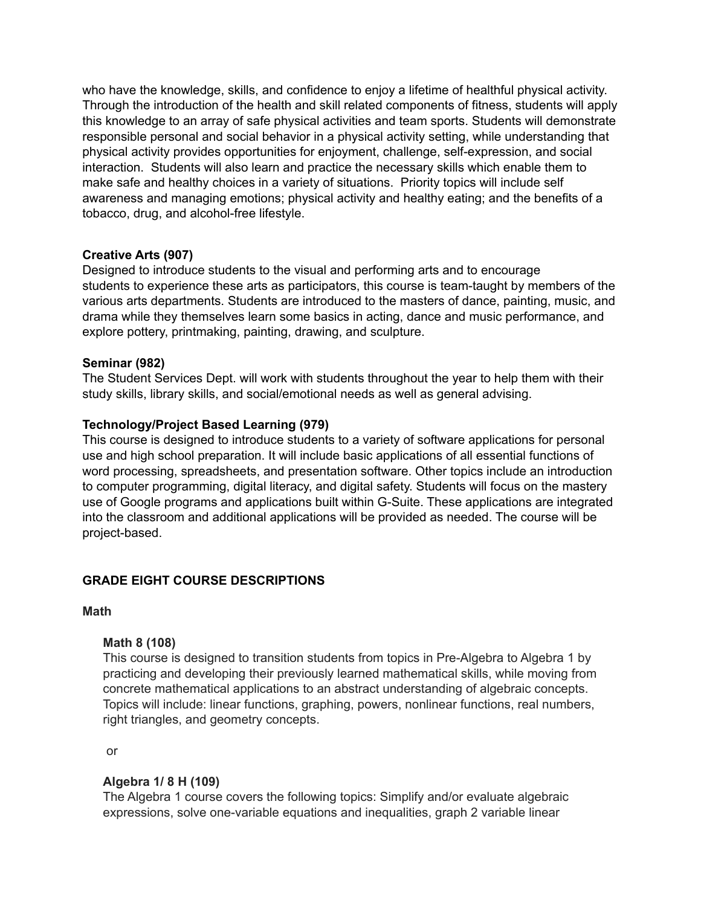who have the knowledge, skills, and confidence to enjoy a lifetime of healthful physical activity. Through the introduction of the health and skill related components of fitness, students will apply this knowledge to an array of safe physical activities and team sports. Students will demonstrate responsible personal and social behavior in a physical activity setting, while understanding that physical activity provides opportunities for enjoyment, challenge, self-expression, and social interaction. Students will also learn and practice the necessary skills which enable them to make safe and healthy choices in a variety of situations. Priority topics will include self awareness and managing emotions; physical activity and healthy eating; and the benefits of a tobacco, drug, and alcohol-free lifestyle.

**Creative Arts (907)**
Designed to introduce students to the visual and performing arts and to encourage students to experience these arts as participators, this course is team-taught by members of the various arts departments. Students are introduced to the masters of dance, painting, music, and drama while they themselves learn some basics in acting, dance and music performance, and explore pottery, printmaking, painting, drawing, and sculpture.

**Seminar (982)**
The Student Services Dept. will work with students throughout the year to help them with their study skills, library skills, and social/emotional needs as well as general advising.

**Technology/Project Based Learning (979)**
This course is designed to introduce students to a variety of software applications for personal use and high school preparation. It will include basic applications of all essential functions of word processing, spreadsheets, and presentation software. Other topics include an introduction to computer programming, digital literacy, and digital safety. Students will focus on the mastery use of Google programs and applications built within G-Suite. These applications are integrated into the classroom and additional applications will be provided as needed. The course will be project-based.

## GRADE EIGHT COURSE DESCRIPTIONS

### Math

**Math 8 (108)**
This course is designed to transition students from topics in Pre-Algebra to Algebra 1 by practicing and developing their previously learned mathematical skills, while moving from concrete mathematical applications to an abstract understanding of algebraic concepts. Topics will include: linear functions, graphing, powers, nonlinear functions, real numbers, right triangles, and geometry concepts.

or

**Algebra 1/ 8 H (109)**
The Algebra 1 course covers the following topics: Simplify and/or evaluate algebraic expressions, solve one-variable equations and inequalities, graph 2 variable linear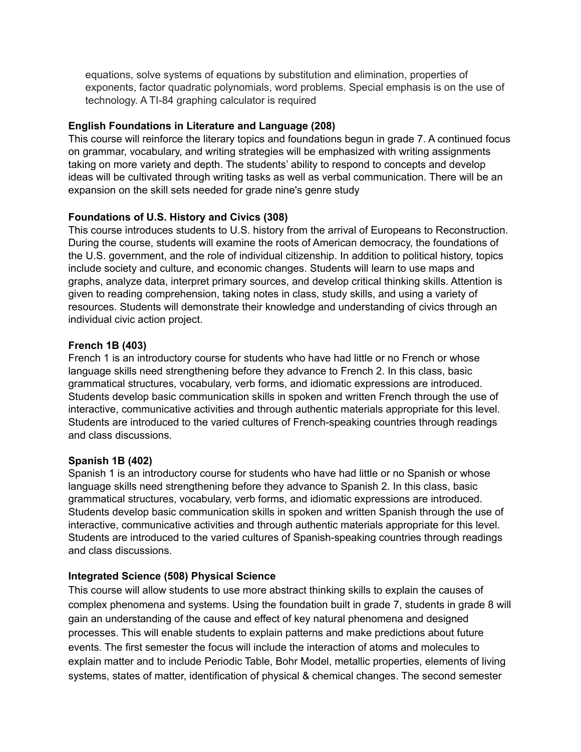equations, solve systems of equations by substitution and elimination, properties of exponents, factor quadratic polynomials, word problems. Special emphasis is on the use of technology. A TI-84 graphing calculator is required

**English Foundations in Literature and Language (208)**
This course will reinforce the literary topics and foundations begun in grade 7. A continued focus on grammar, vocabulary, and writing strategies will be emphasized with writing assignments taking on more variety and depth. The students' ability to respond to concepts and develop ideas will be cultivated through writing tasks as well as verbal communication. There will be an expansion on the skill sets needed for grade nine's genre study

**Foundations of U.S. History and Civics (308)**
This course introduces students to U.S. history from the arrival of Europeans to Reconstruction. During the course, students will examine the roots of American democracy, the foundations of the U.S. government, and the role of individual citizenship. In addition to political history, topics include society and culture, and economic changes. Students will learn to use maps and graphs, analyze data, interpret primary sources, and develop critical thinking skills. Attention is given to reading comprehension, taking notes in class, study skills, and using a variety of resources. Students will demonstrate their knowledge and understanding of civics through an individual civic action project.

**French 1B (403)**
French 1 is an introductory course for students who have had little or no French or whose language skills need strengthening before they advance to French 2. In this class, basic grammatical structures, vocabulary, verb forms, and idiomatic expressions are introduced. Students develop basic communication skills in spoken and written French through the use of interactive, communicative activities and through authentic materials appropriate for this level. Students are introduced to the varied cultures of French-speaking countries through readings and class discussions.

**Spanish 1B (402)**
Spanish 1 is an introductory course for students who have had little or no Spanish or whose language skills need strengthening before they advance to Spanish 2. In this class, basic grammatical structures, vocabulary, verb forms, and idiomatic expressions are introduced. Students develop basic communication skills in spoken and written Spanish through the use of interactive, communicative activities and through authentic materials appropriate for this level. Students are introduced to the varied cultures of Spanish-speaking countries through readings and class discussions.

**Integrated Science (508) Physical Science**
This course will allow students to use more abstract thinking skills to explain the causes of complex phenomena and systems. Using the foundation built in grade 7, students in grade 8 will gain an understanding of the cause and effect of key natural phenomena and designed processes. This will enable students to explain patterns and make predictions about future events. The first semester the focus will include the interaction of atoms and molecules to explain matter and to include Periodic Table, Bohr Model, metallic properties, elements of living systems, states of matter, identification of physical & chemical changes. The second semester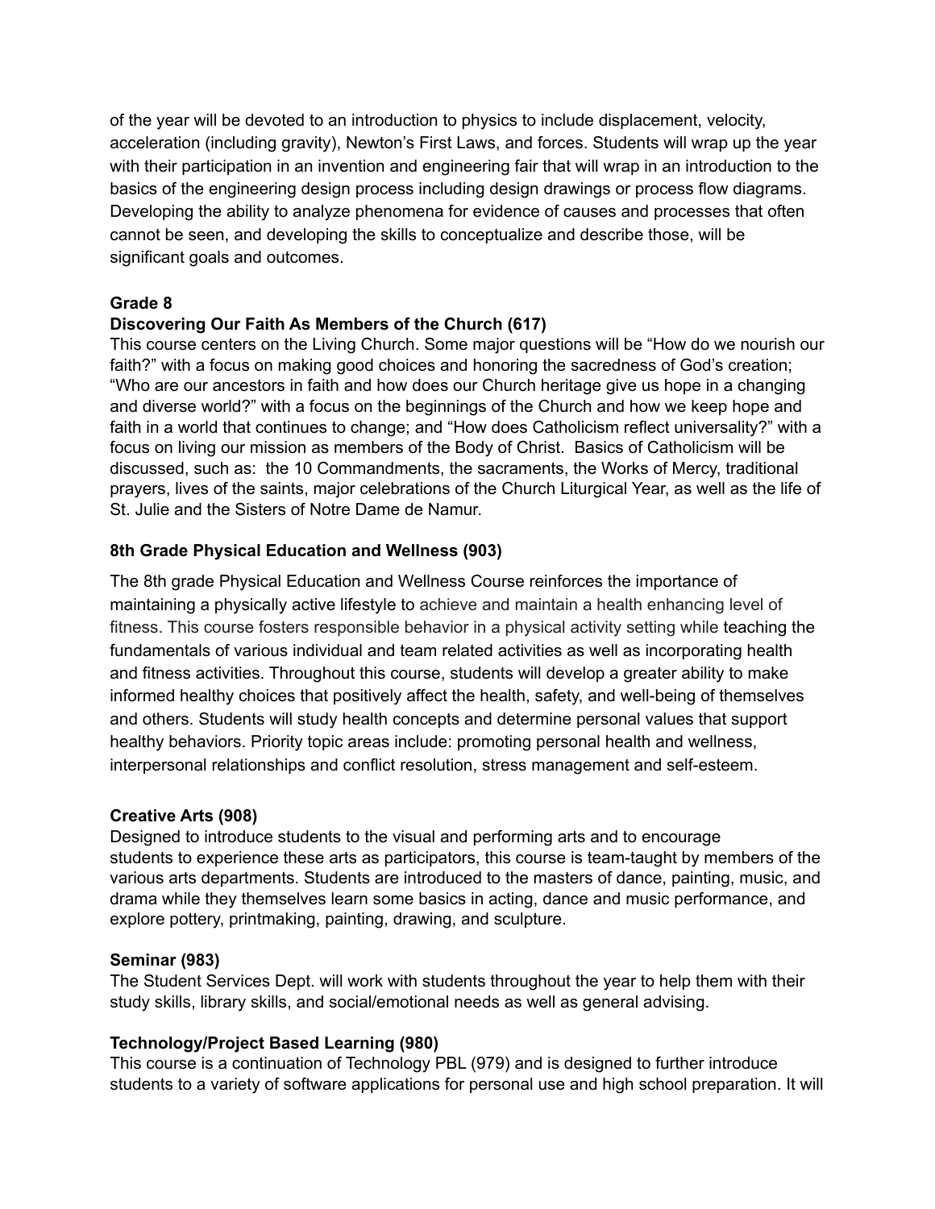of the year will be devoted to an introduction to physics to include displacement, velocity, acceleration (including gravity), Newton's First Laws, and forces. Students will wrap up the year with their participation in an invention and engineering fair that will wrap in an introduction to the basics of the engineering design process including design drawings or process flow diagrams. Developing the ability to analyze phenomena for evidence of causes and processes that often cannot be seen, and developing the skills to conceptualize and describe those, will be significant goals and outcomes.

## Grade 8

### Discovering Our Faith As Members of the Church (617)

This course centers on the Living Church. Some major questions will be "How do we nourish our faith?" with a focus on making good choices and honoring the sacredness of God's creation; "Who are our ancestors in faith and how does our Church heritage give us hope in a changing and diverse world?" with a focus on the beginnings of the Church and how we keep hope and faith in a world that continues to change; and "How does Catholicism reflect universality?" with a focus on living our mission as members of the Body of Christ. Basics of Catholicism will be discussed, such as: the 10 Commandments, the sacraments, the Works of Mercy, traditional prayers, lives of the saints, major celebrations of the Church Liturgical Year, as well as the life of St. Julie and the Sisters of Notre Dame de Namur.

### 8th Grade Physical Education and Wellness (903)

The 8th grade Physical Education and Wellness Course reinforces the importance of maintaining a physically active lifestyle to achieve and maintain a health enhancing level of fitness. This course fosters responsible behavior in a physical activity setting while teaching the fundamentals of various individual and team related activities as well as incorporating health and fitness activities. Throughout this course, students will develop a greater ability to make informed healthy choices that positively affect the health, safety, and well-being of themselves and others. Students will study health concepts and determine personal values that support healthy behaviors. Priority topic areas include: promoting personal health and wellness, interpersonal relationships and conflict resolution, stress management and self-esteem.

### Creative Arts (908)

Designed to introduce students to the visual and performing arts and to encourage students to experience these arts as participators, this course is team-taught by members of the various arts departments. Students are introduced to the masters of dance, painting, music, and drama while they themselves learn some basics in acting, dance and music performance, and explore pottery, printmaking, painting, drawing, and sculpture.

### Seminar (983)

The Student Services Dept. will work with students throughout the year to help them with their study skills, library skills, and social/emotional needs as well as general advising.

### Technology/Project Based Learning (980)

This course is a continuation of Technology PBL (979) and is designed to further introduce students to a variety of software applications for personal use and high school preparation. It will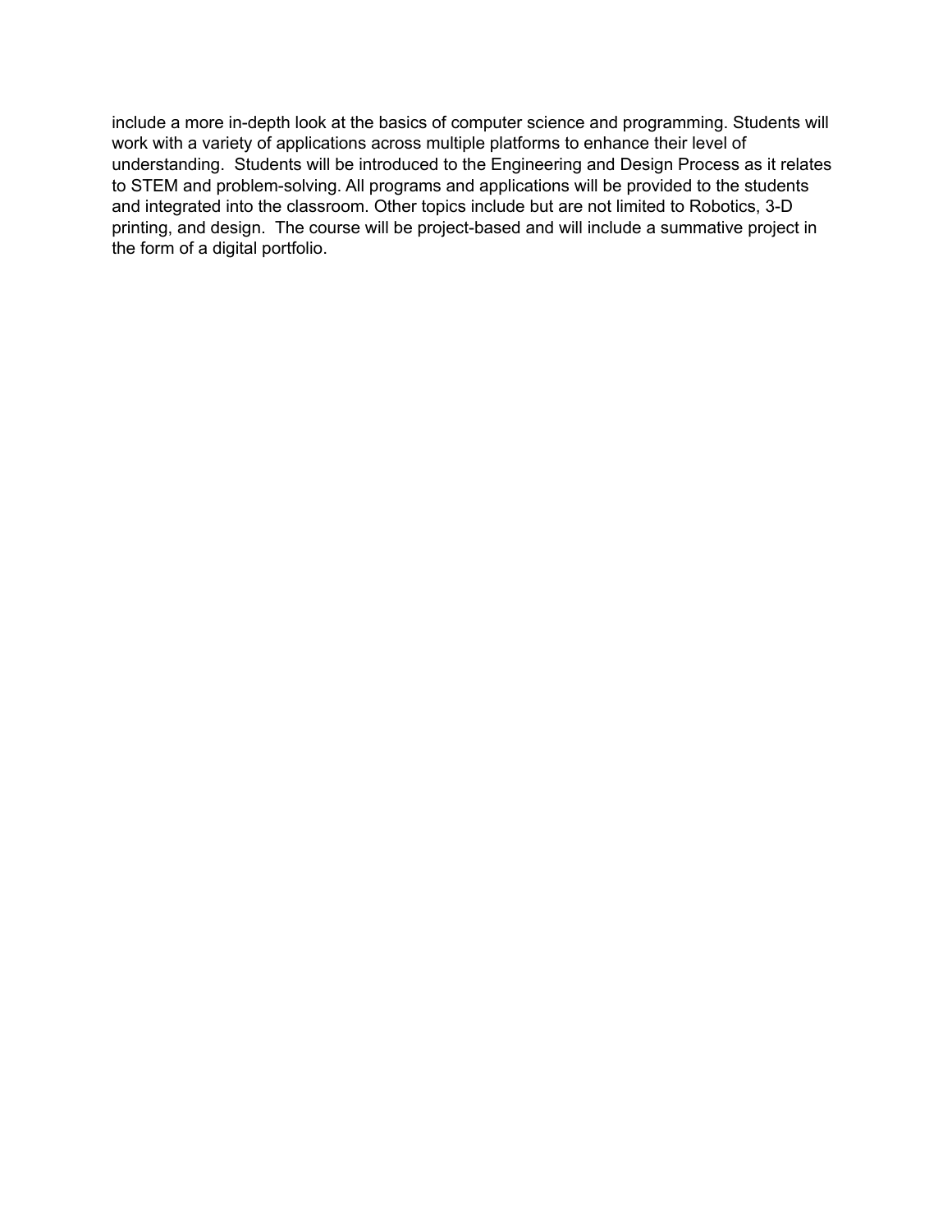include a more in-depth look at the basics of computer science and programming. Students will work with a variety of applications across multiple platforms to enhance their level of understanding. Students will be introduced to the Engineering and Design Process as it relates to STEM and problem-solving. All programs and applications will be provided to the students and integrated into the classroom. Other topics include but are not limited to Robotics, 3-D printing, and design. The course will be project-based and will include a summative project in the form of a digital portfolio.